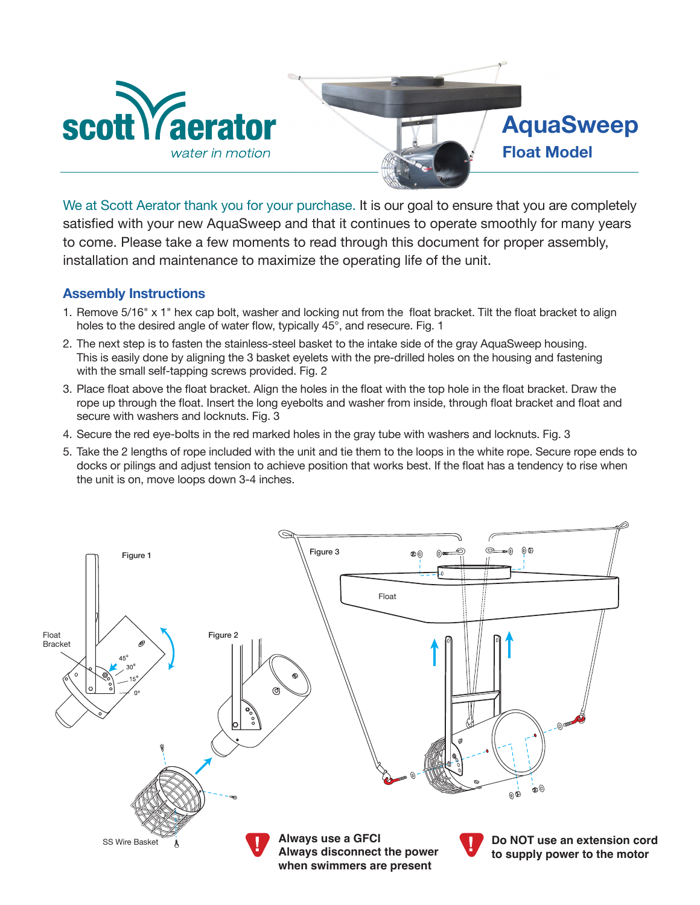scott aerator

*water in motion*

# AquaSweep

## Float Model

We at Scott Aerator thank you for your purchase. It is our goal to ensure that you are completely satisfied with your new AquaSweep and that it continues to operate smoothly for many years to come. Please take a few moments to read through this document for proper assembly, installation and maintenance to maximize the operating life of the unit.

### Assembly Instructions

1. Remove 5/16" x 1" hex cap bolt, washer and locking nut from the float bracket. Tilt the float bracket to align holes to the desired angle of water flow, typically 45°, and resecure. Fig. 1
2. The next step is to fasten the stainless-steel basket to the intake side of the gray AquaSweep housing. This is easily done by aligning the 3 basket eyelets with the pre-drilled holes on the housing and fastening with the small self-tapping screws provided. Fig. 2
3. Place float above the float bracket. Align the holes in the float with the top hole in the float bracket. Draw the rope up through the float. Insert the long eyebolts and washer from inside, through float bracket and float and secure with washers and locknuts. Fig. 3
4. Secure the red eye-bolts in the red marked holes in the gray tube with washers and locknuts. Fig. 3
5. Take the 2 lengths of rope included with the unit and tie them to the loops in the white rope. Secure rope ends to docks or pilings and adjust tension to achieve position that works best. If the float has a tendency to rise when the unit is on, move loops down 3-4 inches.

Figure 1

Float Bracket

45°
30°
15°
0°

Figure 2

SS Wire Basket

Figure 3

Float

**Always use a GFCI**
**Always disconnect the power when swimmers are present**

**Do NOT use an extension cord to supply power to the motor**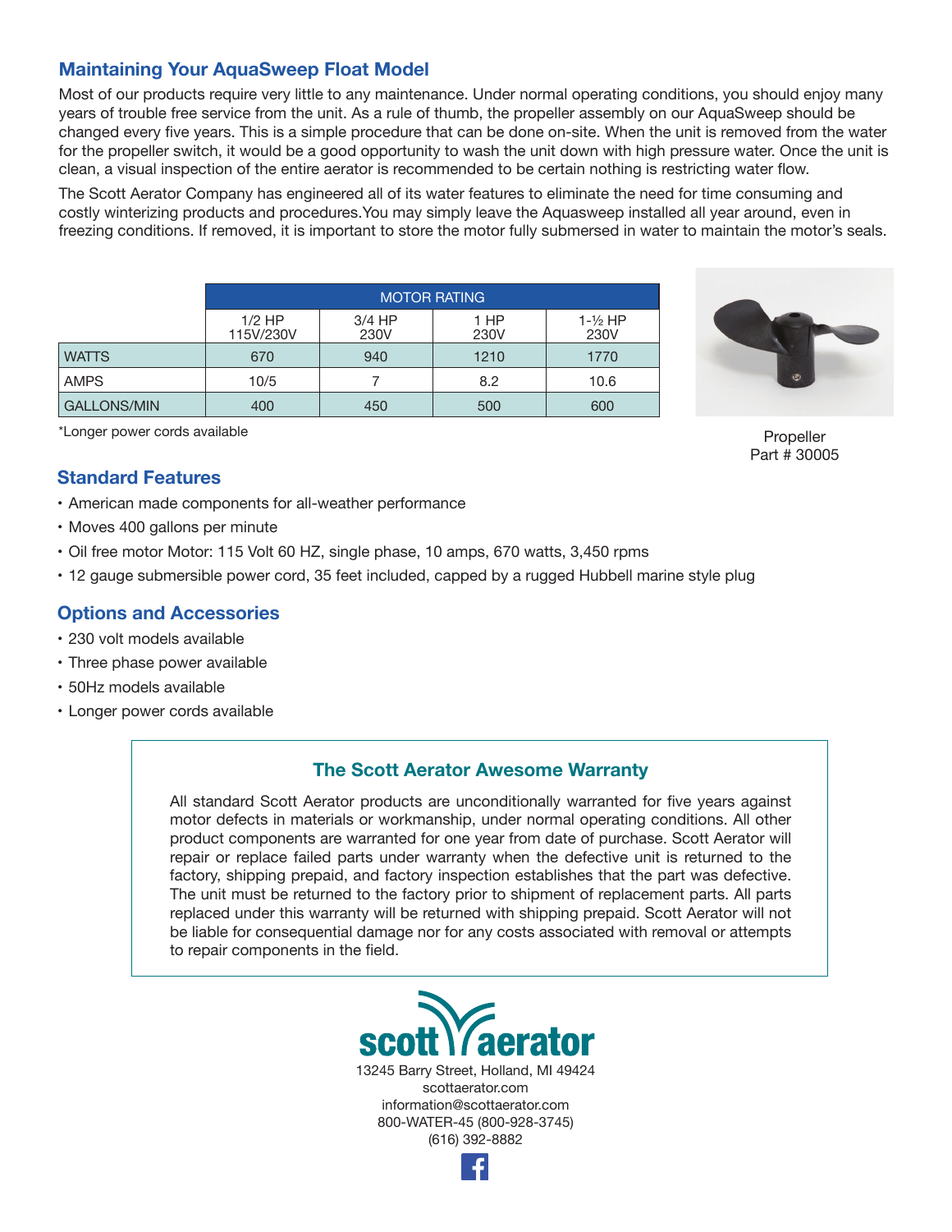## Maintaining Your AquaSweep Float Model

Most of our products require very little to any maintenance. Under normal operating conditions, you should enjoy many years of trouble free service from the unit. As a rule of thumb, the propeller assembly on our AquaSweep should be changed every five years. This is a simple procedure that can be done on-site. When the unit is removed from the water for the propeller switch, it would be a good opportunity to wash the unit down with high pressure water. Once the unit is clean, a visual inspection of the entire aerator is recommended to be certain nothing is restricting water flow.

The Scott Aerator Company has engineered all of its water features to eliminate the need for time consuming and costly winterizing products and procedures.You may simply leave the Aquasweep installed all year around, even in freezing conditions. If removed, it is important to store the motor fully submersed in water to maintain the motor's seals.

| | MOTOR RATING | | | |
|---|---|---|---|---|
| | 1/2 HP 115V/230V | 3/4 HP 230V | 1 HP 230V | 1-½ HP 230V |
| WATTS | 670 | 940 | 1210 | 1770 |
| AMPS | 10/5 | 7 | 8.2 | 10.6 |
| GALLONS/MIN | 400 | 450 | 500 | 600 |

*Longer power cords available

Propeller
Part # 30005

## Standard Features

- American made components for all-weather performance
- Moves 400 gallons per minute
- Oil free motor Motor: 115 Volt 60 HZ, single phase, 10 amps, 670 watts, 3,450 rpms
- 12 gauge submersible power cord, 35 feet included, capped by a rugged Hubbell marine style plug

## Options and Accessories

- 230 volt models available
- Three phase power available
- 50Hz models available
- Longer power cords available

### The Scott Aerator Awesome Warranty

All standard Scott Aerator products are unconditionally warranted for five years against motor defects in materials or workmanship, under normal operating conditions. All other product components are warranted for one year from date of purchase. Scott Aerator will repair or replace failed parts under warranty when the defective unit is returned to the factory, shipping prepaid, and factory inspection establishes that the part was defective. The unit must be returned to the factory prior to shipment of replacement parts. All parts replaced under this warranty will be returned with shipping prepaid. Scott Aerator will not be liable for consequential damage nor for any costs associated with removal or attempts to repair components in the field.

scott aerator

13245 Barry Street, Holland, MI 49424
scottaerator.com
information@scottaerator.com
800-WATER-45 (800-928-3745)
(616) 392-8882